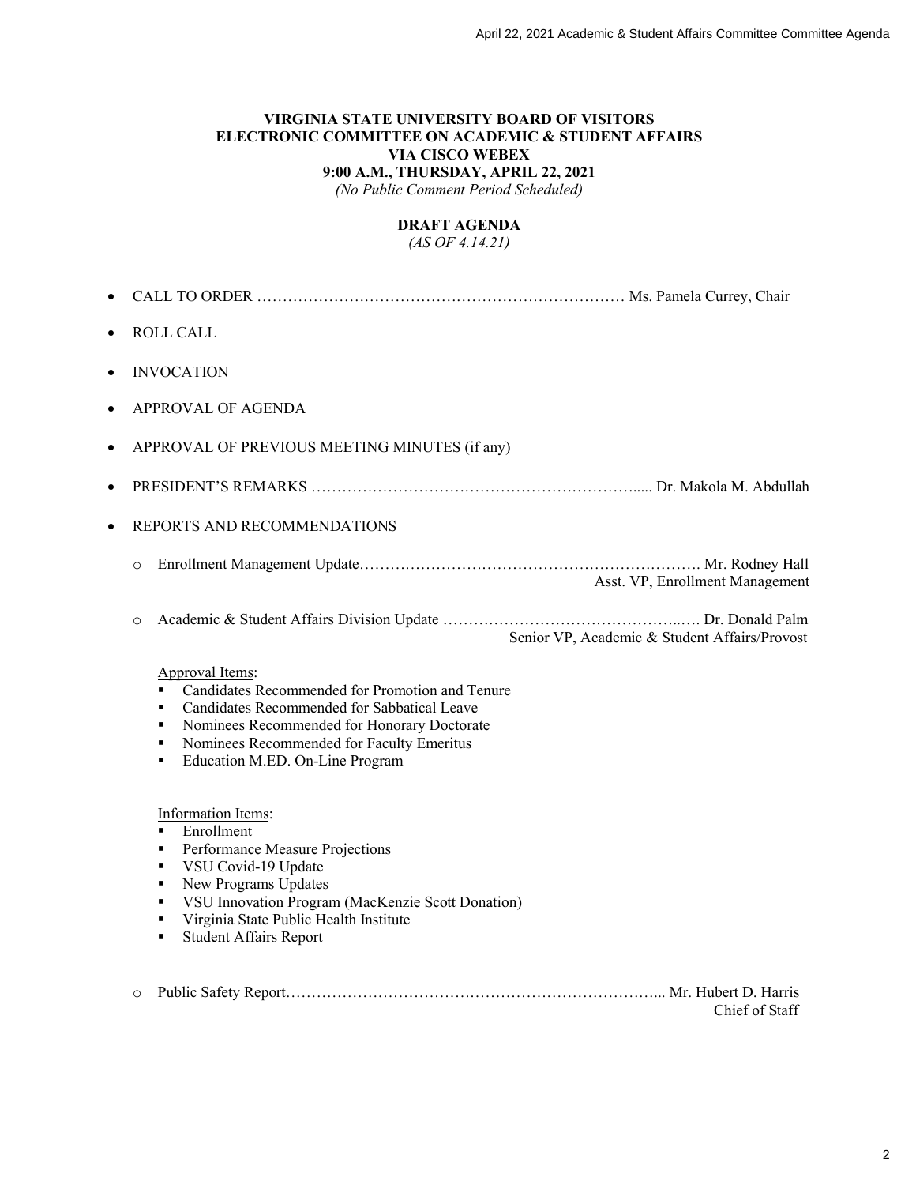**VIRGINIA STATE UNIVERSITY BOARD OF VISITORS**
**ELECTRONIC COMMITTEE ON ACADEMIC & STUDENT AFFAIRS**
**VIA CISCO WEBEX**
**9:00 A.M., THURSDAY, APRIL 22, 2021**
*(No Public Comment Period Scheduled)*

**DRAFT AGENDA**
*(AS OF 4.14.21)*

- CALL TO ORDER ………………………………………………………………… Ms. Pamela Currey, Chair
- ROLL CALL
- INVOCATION
- APPROVAL OF AGENDA
- APPROVAL OF PREVIOUS MEETING MINUTES (if any)
- PRESIDENT'S REMARKS …………………………………………………………..... Dr. Makola M. Abdullah
- REPORTS AND RECOMMENDATIONS
  - Enrollment Management Update…………………………………………………………. Mr. Rodney Hall
    Asst. VP, Enrollment Management
  - Academic & Student Affairs Division Update ……………………………………..…. Dr. Donald Palm
    Senior VP, Academic & Student Affairs/Provost

    Approval Items:
    - Candidates Recommended for Promotion and Tenure
    - Candidates Recommended for Sabbatical Leave
    - Nominees Recommended for Honorary Doctorate
    - Nominees Recommended for Faculty Emeritus
    - Education M.ED. On-Line Program

    Information Items:
    - Enrollment
    - Performance Measure Projections
    - VSU Covid-19 Update
    - New Programs Updates
    - VSU Innovation Program (MacKenzie Scott Donation)
    - Virginia State Public Health Institute
    - Student Affairs Report
  - Public Safety Report…………………………………………………………………... Mr. Hubert D. Harris
    Chief of Staff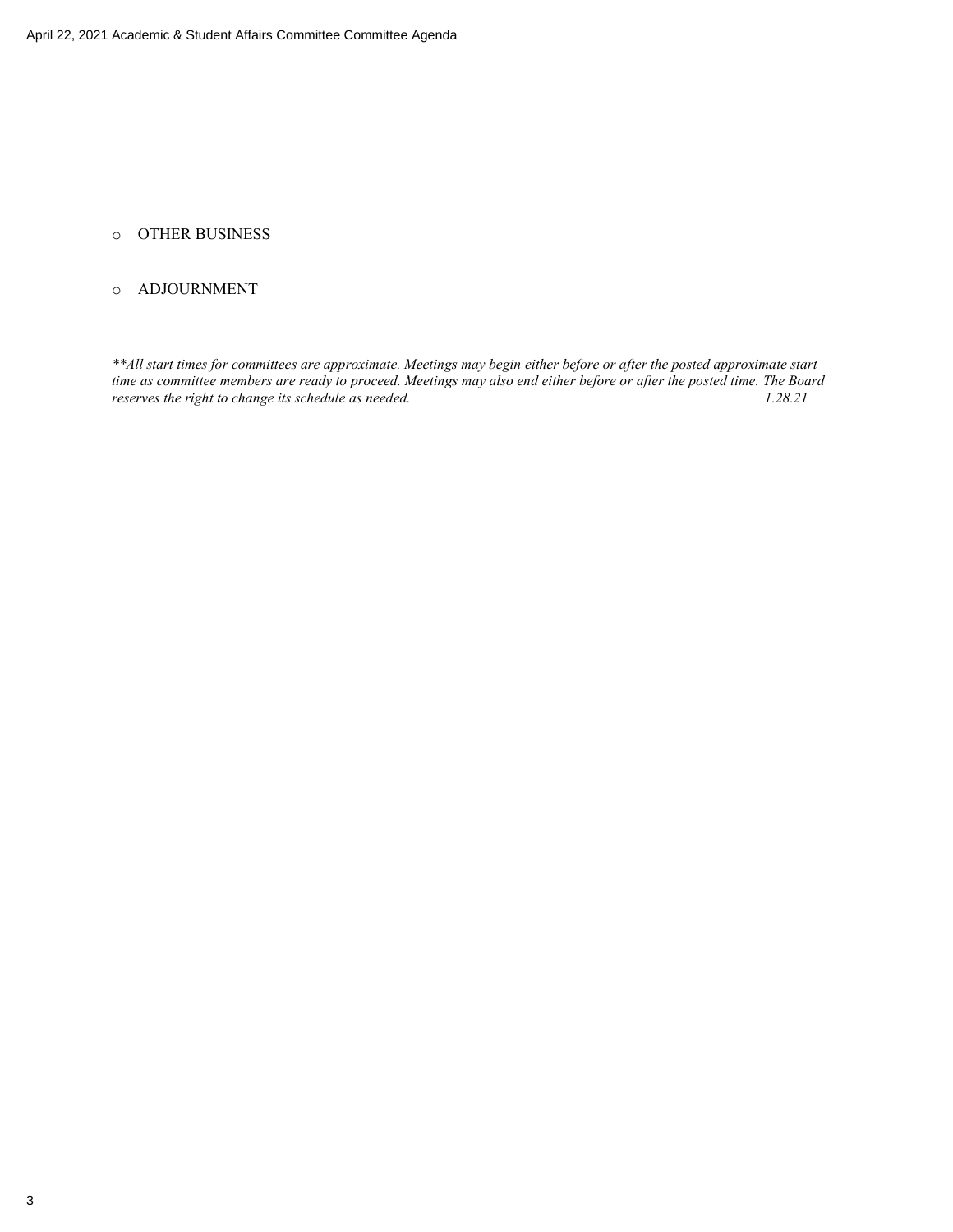- OTHER BUSINESS

- ADJOURNMENT

*\*\*All start times for committees are approximate. Meetings may begin either before or after the posted approximate start time as committee members are ready to proceed. Meetings may also end either before or after the posted time. The Board reserves the right to change its schedule as needed.* *1.28.21*